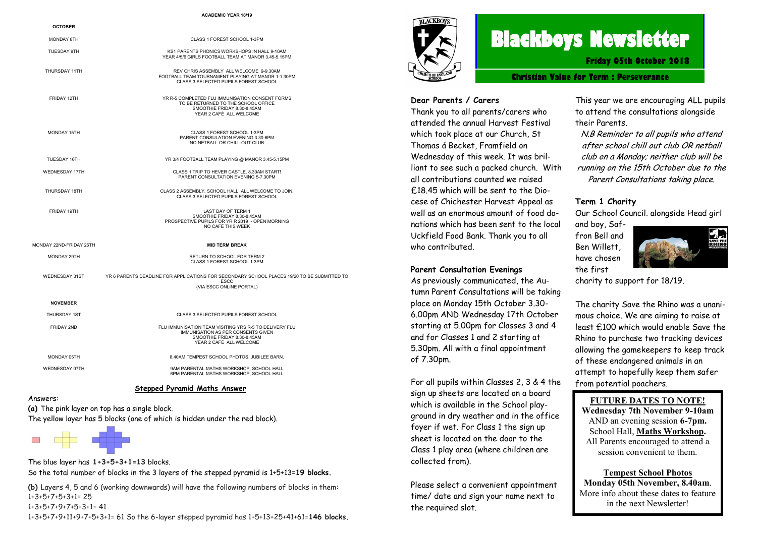# Blackboys Newsletter

**Friday 05th October 2018**

**Christian Value for Term : Perseverance**

**Dear Parents / Carers**

Thank you to all parents/carers who attended the annual Harvest Festival which took place at our Church, St Thomas á Becket, Framfield on Wednesday of this week. It was brilliant to see such a packed church. With all contributions counted we raised £18.45 which will be sent to the Diocese of Chichester Harvest Appeal as well as an enormous amount of food donations which has been sent to the local Uckfield Food Bank. Thank you to all who contributed.

**Parent Consultation Evenings**

As previously communicated, the Autumn Parent Consultations will be taking place on Monday 15th October 3.30-6.00pm AND Wednesday 17th October starting at 5.00pm for Classes 3 and 4 and for Classes 1 and 2 starting at 5.30pm. All with a final appointment of 7.30pm.

For all pupils within Classes 2, 3 & 4 the sign up sheets are located on a board which is available in the School playground in dry weather and in the office foyer if wet. For Class 1 the sign up sheet is located on the door to the Class 1 play area (where children are collected from).

Please select a convenient appointment time/ date and sign your name next to the required slot.

This year we are encouraging ALL pupils to attend the consultations alongside their Parents.

*N.B Reminder to all pupils who attend after school chill out club OR netball club on a Monday; neither club will be running on the 15th October due to the Parent Consultations taking place.*

**Term 1 Charity**

Our School Council. alongside Head girl and boy, Saffron Bell and Ben Willett, have chosen the first charity to support for 18/19.

The charity Save the Rhino was a unanimous choice. We are aiming to raise at least £100 which would enable Save the Rhino to purchase two tracking devices allowing the gamekeepers to keep track of these endangered animals in an attempt to hopefully keep them safer from potential poachers.

**FUTURE DATES TO NOTE!**

**Wednesday 7th November 9-10am** AND an evening session **6-7pm.** School Hall, **Maths Workshop.** All Parents encouraged to attend a session convenient to them.

**Tempest School Photos**

**Monday 05th November, 8.40am**. More info about these dates to feature in the next Newsletter!

**ACADEMIC YEAR 18/19**

| **OCTOBER** | |
|---|---|
| MONDAY 8TH | CLASS 1 FOREST SCHOOL 1-3PM |
| TUESDAY 9TH | KS1 PARENTS PHONICS WORKSHOPS IN HALL 9-10AM<br>YEAR 4/5/6 GIRLS FOOTBALL TEAM AT MANOR 3.45-5.15PM |
| THURSDAY 11TH | REV CHRIS ASSEMBLY ALL WELCOME 9-9.30AM<br>FOOTBALL TEAM TOURNAMENT PLAYING AT MANOR 1-1.30PM<br>CLASS 3 SELECTED PUPILS FOREST SCHOOL |
| FRIDAY 12TH | YR R-5 COMPLETED FLU IMMUNISATION CONSENT FORMS TO BE RETURNED TO THE SCHOOL OFFICE<br>SMOOTHIE FRIDAY 8.30-8.45AM<br>YEAR 2 CAFÉ ALL WELCOME |
| MONDAY 15TH | CLASS 1 FOREST SCHOOL 1-3PM<br>PARENT CONSULATION EVENING 3.30-6PM<br>NO NETBALL OR CHILL-OUT CLUB |
| TUESDAY 16TH | YR 3/4 FOOTBALL TEAM PLAYING @ MANOR 3.45-5.15PM |
| WEDNESDAY 17TH | CLASS 1 TRIP TO HEVER CASTLE. 8.30AM START!<br>PARENT CONSULTATION EVENING 5-7.30PM |
| THURSDAY 18TH | CLASS 2 ASSEMBLY. SCHOOL HALL. ALL WELCOME TO JOIN.<br>CLASS 3 SELECTED PUPILS FOREST SCHOOL |
| FRIDAY 19TH | LAST DAY OF TERM 1<br>SMOOTHIE FRIDAY 8.30-8.45AM<br>PROSPECTIVE PUPILS FOR YR R 2019 - OPEN MORNING<br>NO CAFÉ THIS WEEK |
| MONDAY 22ND-FRIDAY 26TH | **MID TERM BREAK** |
| MONDAY 29TH | RETURN TO SCHOOL FOR TERM 2<br>CLASS 1 FOREST SCHOOL 1-3PM |
| WEDNESDAY 31ST | YR 6 PARENTS DEADLINE FOR APPLICATIONS FOR SECONDARY SCHOOL PLACES 19/20 TO BE SUBMITTED TO ESCC<br>(VIA ESCC ONLINE PORTAL) |
| **NOVEMBER** | |
| THURSDAY 1ST | CLASS 3 SELECTED PUPILS FOREST SCHOOL |
| FRIDAY 2ND | FLU IMMUNISATION TEAM VISITING YRS R-5 TO DELIVERY FLU IMMUNISATION AS PER CONSENTS GIVEN<br>SMOOTHIE FRIDAY 8.30-8.45AM<br>YEAR 2 CAFÉ ALL WELCOME |
| MONDAY 05TH | 8.40AM TEMPEST SCHOOL PHOTOS. JUBILEE BARN. |
| WEDNESDAY 07TH | 9AM PARENTAL MATHS WORKSHOP, SCHOOL HALL<br>6PM PARENTAL MATHS WORKSHOP, SCHOOL HALL |

**Stepped Pyramid Maths Answer**

Answers:

**(a)** The pink layer on top has a single block.
The yellow layer has 5 blocks (one of which is hidden under the red block).

The blue layer has **1+3+5+3+1=13** blocks.
So the total number of blocks in the 3 layers of the stepped pyramid is 1+5+13=**19 blocks.**

**(b)** Layers 4, 5 and 6 (working downwards) will have the following numbers of blocks in them:
1+3+5+7+5+3+1= 25
1+3+5+7+9+7+5+3+1= 41
1+3+5+7+9+11+9+7+5+3+1= 61 So the 6-layer stepped pyramid has 1+5+13+25+41+61=**146 blocks.**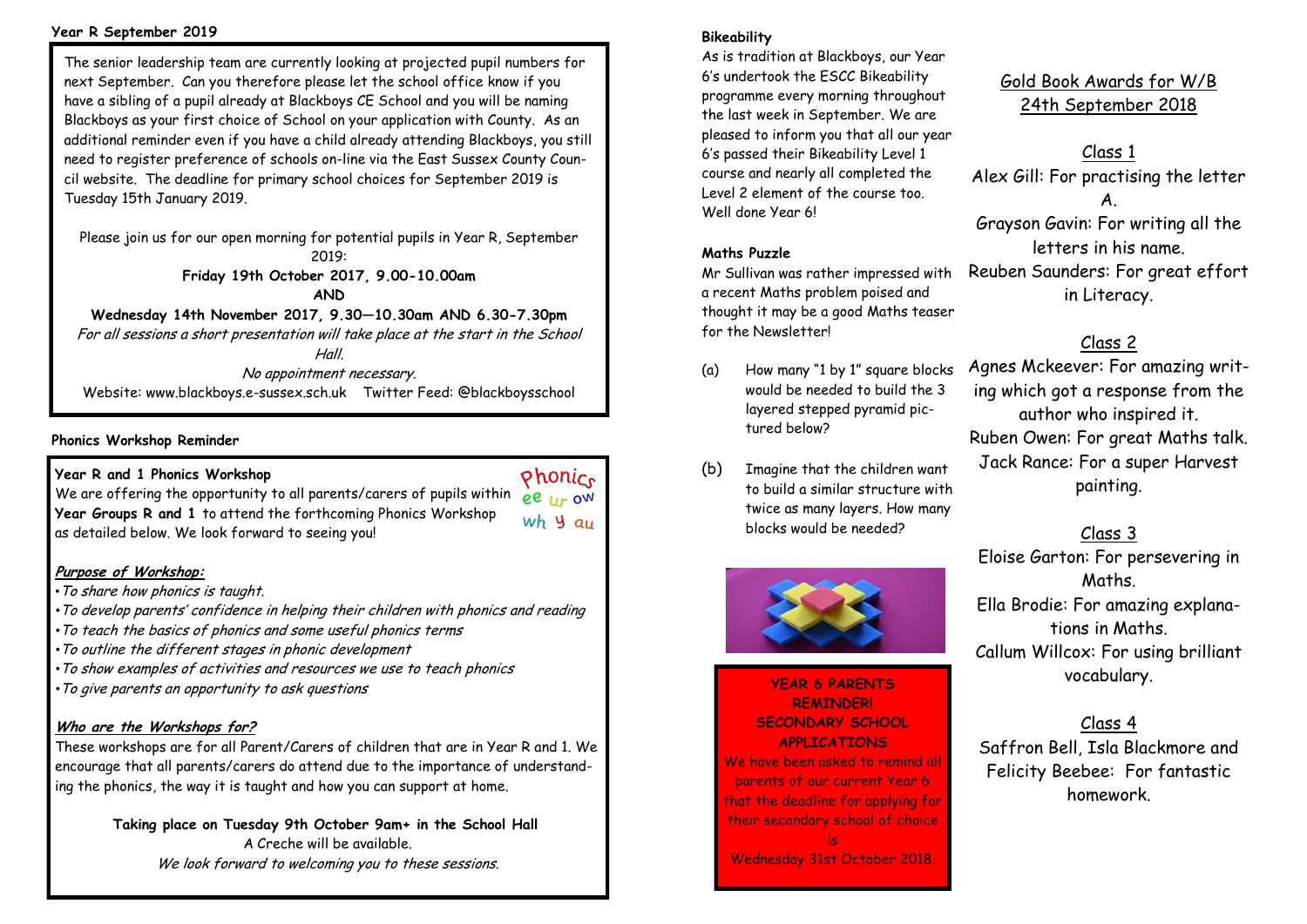**Year R September 2019**

The senior leadership team are currently looking at projected pupil numbers for next September. Can you therefore please let the school office know if you have a sibling of a pupil already at Blackboys CE School and you will be naming Blackboys as your first choice of School on your application with County. As an additional reminder even if you have a child already attending Blackboys, you still need to register preference of schools on-line via the East Sussex County Council website. The deadline for primary school choices for September 2019 is Tuesday 15th January 2019.

Please join us for our open morning for potential pupils in Year R, September 2019:

**Friday 19th October 2017, 9.00-10.00am**

**AND**

**Wednesday 14th November 2017, 9.30—10.30am AND 6.30-7.30pm**

*For all sessions a short presentation will take place at the start in the School Hall.*

*No appointment necessary.*

Website: www.blackboys.e-sussex.sch.uk Twitter Feed: @blackboysschool

**Phonics Workshop Reminder**

**Year R and 1 Phonics Workshop**

We are offering the opportunity to all parents/carers of pupils within **Year Groups R and 1** to attend the forthcoming Phonics Workshop as detailed below. We look forward to seeing you!

Phonics
ee ur ow
wh y au

***Purpose of Workshop:***

- *To share how phonics is taught.*
- *To develop parents' confidence in helping their children with phonics and reading*
- *To teach the basics of phonics and some useful phonics terms*
- *To outline the different stages in phonic development*
- *To show examples of activities and resources we use to teach phonics*
- *To give parents an opportunity to ask questions*

***Who are the Workshops for?***

These workshops are for all Parent/Carers of children that are in Year R and 1. We encourage that all parents/carers do attend due to the importance of understanding the phonics, the way it is taught and how you can support at home.

**Taking place on Tuesday 9th October 9am+ in the School Hall**

A Creche will be available.

*We look forward to welcoming you to these sessions.*

**Bikeability**

As is tradition at Blackboys, our Year 6's undertook the ESCC Bikeability programme every morning throughout the last week in September. We are pleased to inform you that all our year 6's passed their Bikeability Level 1 course and nearly all completed the Level 2 element of the course too. Well done Year 6!

**Maths Puzzle**

Mr Sullivan was rather impressed with a recent Maths problem poised and thought it may be a good Maths teaser for the Newsletter!

(a) How many "1 by 1" square blocks would be needed to build the 3 layered stepped pyramid pictured below?

(b) Imagine that the children want to build a similar structure with twice as many layers. How many blocks would be needed?

**YEAR 6 PARENTS REMINDER!**
**SECONDARY SCHOOL APPLICATIONS**

We have been asked to remind all parents of our current Year 6 that the deadline for applying for their secondary school of choice is

Wednesday 31st October 2018.

## Gold Book Awards for W/B 24th September 2018

### Class 1

Alex Gill: For practising the letter A.

Grayson Gavin: For writing all the letters in his name.

Reuben Saunders: For great effort in Literacy.

### Class 2

Agnes Mckeever: For amazing writing which got a response from the author who inspired it.

Ruben Owen: For great Maths talk.

Jack Rance: For a super Harvest painting.

### Class 3

Eloise Garton: For persevering in Maths.

Ella Brodie: For amazing explanations in Maths.

Callum Willcox: For using brilliant vocabulary.

### Class 4

Saffron Bell, Isla Blackmore and Felicity Beebee: For fantastic homework.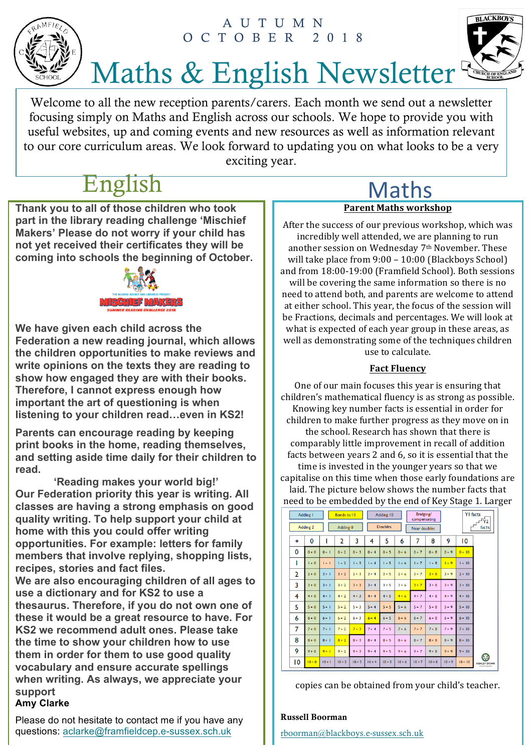AUTUMN
OCTOBER 2018

# Maths & English Newsletter

Welcome to all the new reception parents/carers. Each month we send out a newsletter focusing simply on Maths and English across our schools. We hope to provide you with useful websites, up and coming events and new resources as well as information relevant to our core curriculum areas. We look forward to updating you on what looks to be a very exciting year.

## English

**Thank you to all of those children who took part in the library reading challenge 'Mischief Makers' Please do not worry if your child has not yet received their certificates they will be coming into schools the beginning of October.**

THE READING AGENCY AND LIBRARIES PRESENT
MISCHIEF MAKERS
SUMMER READING CHALLENGE 2018

**We have given each child across the Federation a new reading journal, which allows the children opportunities to make reviews and write opinions on the texts they are reading to show how engaged they are with their books. Therefore, I cannot express enough how important the art of questioning is when listening to your children read…even in KS2!**

**Parents can encourage reading by keeping print books in the home, reading themselves, and setting aside time daily for their children to read.**

**'Reading makes your world big!'**

**Our Federation priority this year is writing. All classes are having a strong emphasis on good quality writing. To help support your child at home with this you could offer writing opportunities. For example: letters for family members that involve replying, shopping lists, recipes, stories and fact files.**

**We are also encouraging children of all ages to use a dictionary and for KS2 to use a thesaurus. Therefore, if you do not own one of these it would be a great resource to have. For KS2 we recommend adult ones. Please take the time to show your children how to use them in order for them to use good quality vocabulary and ensure accurate spellings when writing. As always, we appreciate your support**

**Amy Clarke**

Please do not hesitate to contact me if you have any questions: aclarke@framfieldcep.e-sussex.sch.uk

## Maths

### Parent Maths workshop

After the success of our previous workshop, which was incredibly well attended, we are planning to run another session on Wednesday 7th November. These will take place from 9:00 – 10:00 (Blackboys School) and from 18:00-19:00 (Framfield School). Both sessions will be covering the same information so there is no need to attend both, and parents are welcome to attend at either school. This year, the focus of the session will be Fractions, decimals and percentages. We will look at what is expected of each year group in these areas, as well as demonstrating some of the techniques children use to calculate.

### Fact Fluency

One of our main focuses this year is ensuring that children's mathematical fluency is as strong as possible. Knowing key number facts is essential in order for children to make further progress as they move on in the school. Research has shown that there is comparably little improvement in recall of addition facts between years 2 and 6, so it is essential that the time is invested in the younger years so that we capitalise on this time when those early foundations are laid. The picture below shows the number facts that need to be embedded by the end of Key Stage 1. Larger copies can be obtained from your child's teacher.

Key: Adding 1 | Bonds to 10 | Adding 10 | Bridging/compensating | Adding 2 | Adding 0 | Doubles | Near doubles | Y1 facts | Y2 facts

| + | 0 | 1 | 2 | 3 | 4 | 5 | 6 | 7 | 8 | 9 | 10 |
|---|---|---|---|---|---|---|---|---|---|---|---|
| 0 | 0+0 | 0+1 | 0+2 | 0+3 | 0+4 | 0+5 | 0+6 | 0+7 | 0+8 | 0+9 | 0+10 |
| 1 | 1+0 | 1+1 | 1+2 | 1+3 | 1+4 | 1+5 | 1+6 | 1+7 | 1+8 | 1+9 | 1+10 |
| 2 | 2+0 | 2+1 | 2+2 | 2+3 | 2+4 | 2+5 | 2+6 | 2+7 | 2+8 | 2+9 | 2+10 |
| 3 | 3+0 | 3+1 | 3+2 | 3+3 | 3+4 | 3+5 | 3+6 | 3+7 | 3+8 | 3+9 | 3+10 |
| 4 | 4+0 | 4+1 | 4+2 | 4+3 | 4+4 | 4+5 | 4+6 | 4+7 | 4+8 | 4+9 | 4+10 |
| 5 | 5+0 | 5+1 | 5+2 | 5+3 | 5+4 | 5+5 | 5+6 | 5+7 | 5+8 | 5+9 | 5+10 |
| 6 | 6+0 | 6+1 | 6+2 | 6+3 | 6+4 | 6+5 | 6+6 | 6+7 | 6+8 | 6+9 | 6+10 |
| 7 | 7+0 | 7+1 | 7+2 | 7+3 | 7+4 | 7+5 | 7+6 | 7+7 | 7+8 | 7+9 | 7+10 |
| 8 | 8+0 | 8+1 | 8+2 | 8+3 | 8+4 | 8+5 | 8+6 | 8+7 | 8+8 | 8+9 | 8+10 |
| 9 | 9+0 | 9+1 | 9+2 | 9+3 | 9+4 | 9+5 | 9+6 | 9+7 | 9+8 | 9+9 | 9+10 |
| 10 | 10+0 | 10+1 | 10+2 | 10+3 | 10+4 | 10+5 | 10+6 | 10+7 | 10+8 | 10+9 | 10+10 |

**Russell Boorman**

rboorman@blackboys.e-sussex.sch.uk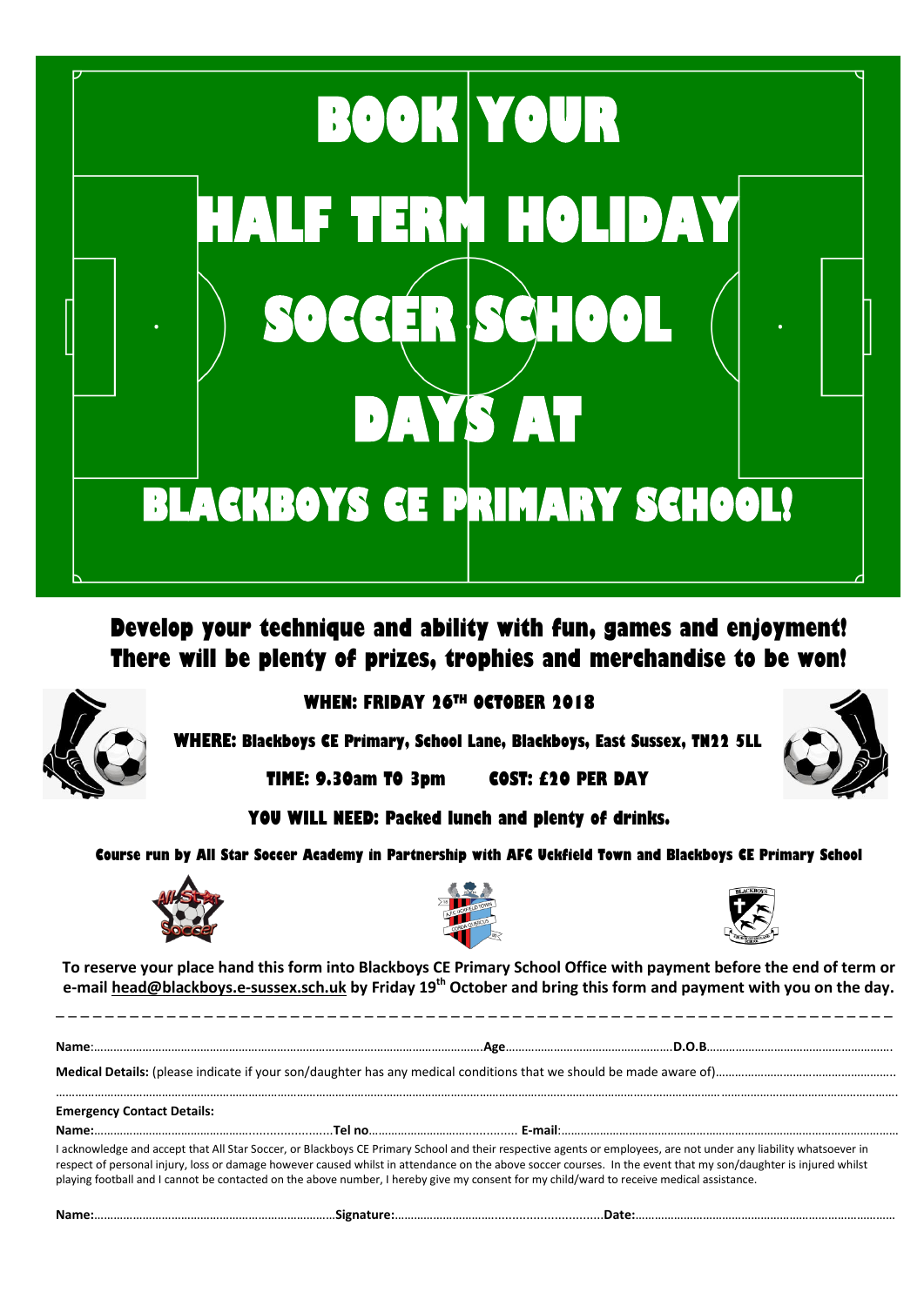# BOOK YOUR HALF TERM HOLIDAY SOCCER SCHOOL DAYS AT BLACKBOYS CE PRIMARY SCHOOL!

**Develop your technique and ability with fun, games and enjoyment!**
**There will be plenty of prizes, trophies and merchandise to be won!**

**WHEN: FRIDAY 26TH OCTOBER 2018**

**WHERE: Blackboys CE Primary, School Lane, Blackboys, East Sussex, TN22 5LL**

**TIME: 9.30am TO 3pm** **COST: £20 PER DAY**

**YOU WILL NEED: Packed lunch and plenty of drinks.**

**Course run by All Star Soccer Academy in Partnership with AFC Uckfield Town and Blackboys CE Primary School**

**To reserve your place hand this form into Blackboys CE Primary School Office with payment before the end of term or e-mail head@blackboys.e-sussex.sch.uk by Friday 19th October and bring this form and payment with you on the day.**

---

**Name**:……………………………………………………………………………………………………**Age**……………………………………………**D.O.B**………………………………………………….

**Medical Details:** (please indicate if your son/daughter has any medical conditions that we should be made aware of)……………………………………………….

…………………………………………………………………………………………………………………………………………………………………………………………………………………………

**Emergency Contact Details:**

**Name:**…………………………………………………………**Tel no**…………………………………….. **E-mail**:………………………………………………………………………………………

I acknowledge and accept that All Star Soccer, or Blackboys CE Primary School and their respective agents or employees, are not under any liability whatsoever in respect of personal injury, loss or damage however caused whilst in attendance on the above soccer courses. In the event that my son/daughter is injured whilst playing football and I cannot be contacted on the above number, I hereby give my consent for my child/ward to receive medical assistance.

**Name:**…………………………………………………………………**Signature:**……………………………………………………**Date:**………………………………………………………………………